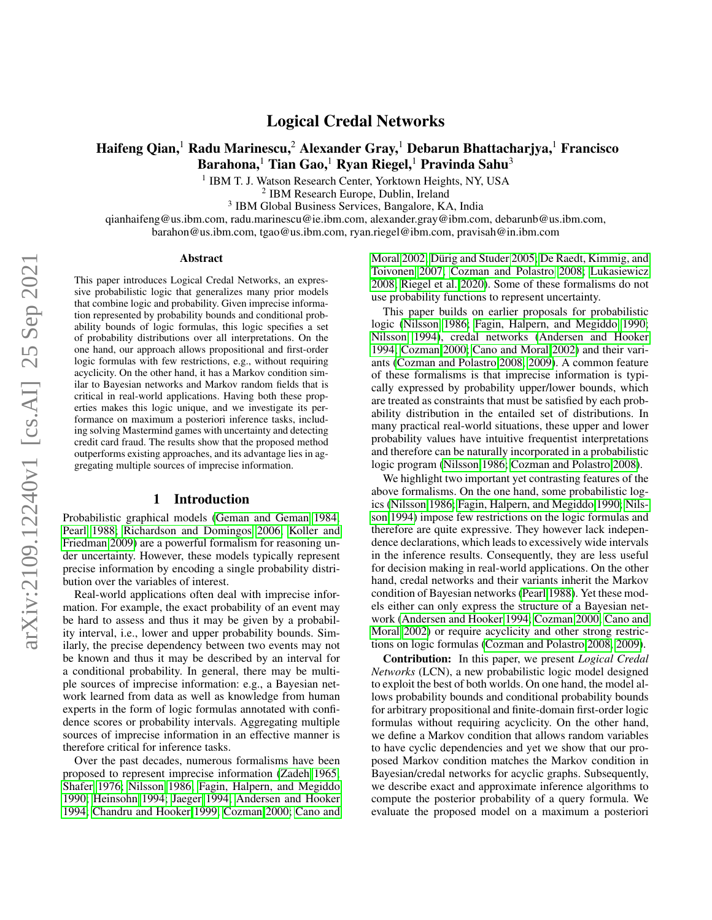# Logical Credal Networks

**Haifeng Qian,[1] Radu Marinescu,[2] Alexander Gray,[1] Debarun Bhattacharjya,[1] Francisco Barahona,[1] Tian Gao,[1] Ryan Riegel,[1] Pravinda Sahu[3]**

[1] IBM T. J. Watson Research Center, Yorktown Heights, NY, USA
[2] IBM Research Europe, Dublin, Ireland
[3] IBM Global Business Services, Bangalore, KA, India

qianhaifeng@us.ibm.com, radu.marinescu@ie.ibm.com, alexander.gray@ibm.com, debarunb@us.ibm.com, barahon@us.ibm.com, tgao@us.ibm.com, ryan.riegel@ibm.com, pravisah@in.ibm.com

## Abstract

This paper introduces Logical Credal Networks, an expressive probabilistic logic that generalizes many prior models that combine logic and probability. Given imprecise information represented by probability bounds and conditional probability bounds of logic formulas, this logic specifies a set of probability distributions over all interpretations. On the one hand, our approach allows propositional and first-order logic formulas with few restrictions, e.g., without requiring acyclicity. On the other hand, it has a Markov condition similar to Bayesian networks and Markov random fields that is critical in real-world applications. Having both these properties makes this logic unique, and we investigate its performance on maximum a posteriori inference tasks, including solving Mastermind games with uncertainty and detecting credit card fraud. The results show that the proposed method outperforms existing approaches, and its advantage lies in aggregating multiple sources of imprecise information.

## 1 Introduction

Probabilistic graphical models (Geman and Geman 1984; Pearl 1988; Richardson and Domingos 2006; Koller and Friedman 2009) are a powerful formalism for reasoning under uncertainty. However, these models typically represent precise information by encoding a single probability distribution over the variables of interest.

Real-world applications often deal with imprecise information. For example, the exact probability of an event may be hard to assess and thus it may be given by a probability interval, i.e., lower and upper probability bounds. Similarly, the precise dependency between two events may not be known and thus it may be described by an interval for a conditional probability. In general, there may be multiple sources of imprecise information: e.g., a Bayesian network learned from data as well as knowledge from human experts in the form of logic formulas annotated with confidence scores or probability intervals. Aggregating multiple sources of imprecise information in an effective manner is therefore critical for inference tasks.

Over the past decades, numerous formalisms have been proposed to represent imprecise information (Zadeh 1965; Shafer 1976; Nilsson 1986; Fagin, Halpern, and Megiddo 1990; Heinsohn 1994; Jaeger 1994; Andersen and Hooker 1994; Chandru and Hooker 1999; Cozman 2000; Cano and Moral 2002; Dürig and Studer 2005; De Raedt, Kimmig, and Toivonen 2007; Cozman and Polastro 2008; Lukasiewicz 2008; Riegel et al. 2020). Some of these formalisms do not use probability functions to represent uncertainty.

This paper builds on earlier proposals for probabilistic logic (Nilsson 1986; Fagin, Halpern, and Megiddo 1990; Nilsson 1994), credal networks (Andersen and Hooker 1994; Cozman 2000; Cano and Moral 2002) and their variants (Cozman and Polastro 2008, 2009). A common feature of these formalisms is that imprecise information is typically expressed by probability upper/lower bounds, which are treated as constraints that must be satisfied by each probability distribution in the entailed set of distributions. In many practical real-world situations, these upper and lower probability values have intuitive frequentist interpretations and therefore can be naturally incorporated in a probabilistic logic program (Nilsson 1986; Cozman and Polastro 2008).

We highlight two important yet contrasting features of the above formalisms. On the one hand, some probabilistic logics (Nilsson 1986; Fagin, Halpern, and Megiddo 1990; Nilsson 1994) impose few restrictions on the logic formulas and therefore are quite expressive. They however lack independence declarations, which leads to excessively wide intervals in the inference results. Consequently, they are less useful for decision making in real-world applications. On the other hand, credal networks and their variants inherit the Markov condition of Bayesian networks (Pearl 1988). Yet these models either can only express the structure of a Bayesian network (Andersen and Hooker 1994; Cozman 2000; Cano and Moral 2002) or require acyclicity and other strong restrictions on logic formulas (Cozman and Polastro 2008, 2009).

**Contribution:** In this paper, we present *Logical Credal Networks* (LCN), a new probabilistic logic model designed to exploit the best of both worlds. On one hand, the model allows probability bounds and conditional probability bounds for arbitrary propositional and finite-domain first-order logic formulas without requiring acyclicity. On the other hand, we define a Markov condition that allows random variables to have cyclic dependencies and yet we show that our proposed Markov condition matches the Markov condition in Bayesian/credal networks for acyclic graphs. Subsequently, we describe exact and approximate inference algorithms to compute the posterior probability of a query formula. We evaluate the proposed model on a maximum a posteriori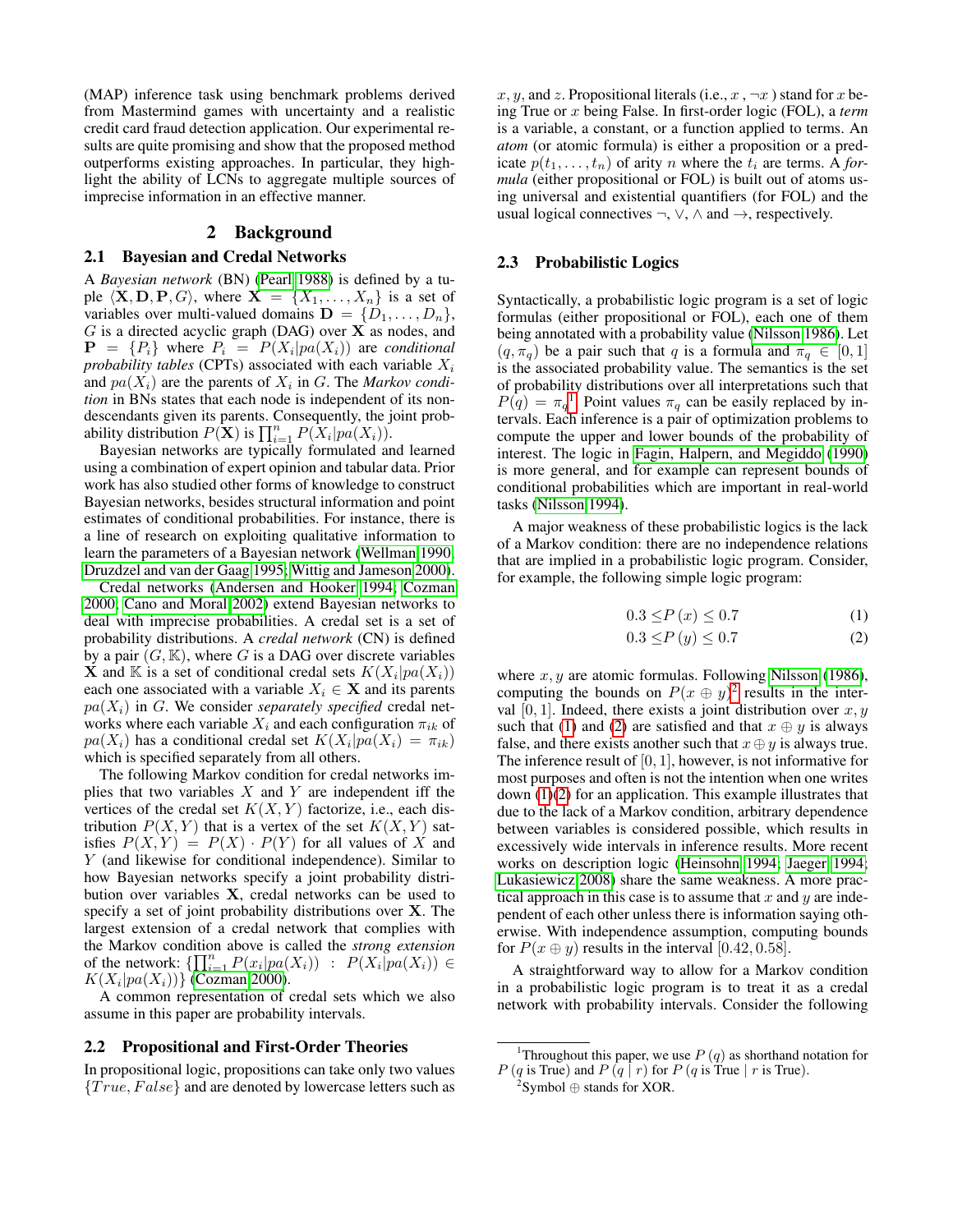(MAP) inference task using benchmark problems derived from Mastermind games with uncertainty and a realistic credit card fraud detection application. Our experimental results are quite promising and show that the proposed method outperforms existing approaches. In particular, they highlight the ability of LCNs to aggregate multiple sources of imprecise information in an effective manner.

## 2 Background

### 2.1 Bayesian and Credal Networks

A *Bayesian network* (BN) (Pearl 1988) is defined by a tuple $\langle \mathbf{X}, \mathbf{D}, \mathbf{P}, G \rangle$, where $\mathbf{X} = \{X_1, \ldots, X_n\}$ is a set of variables over multi-valued domains $\mathbf{D} = \{D_1, \ldots, D_n\}$, $G$ is a directed acyclic graph (DAG) over $\mathbf{X}$ as nodes, and $\mathbf{P} = \{P_i\}$ where $P_i = P(X_i|pa(X_i))$ are *conditional probability tables* (CPTs) associated with each variable $X_i$ and $pa(X_i)$ are the parents of $X_i$ in $G$. The *Markov condition* in BNs states that each node is independent of its non-descendants given its parents. Consequently, the joint probability distribution $P(\mathbf{X})$ is $\prod_{i=1}^{n} P(X_i|pa(X_i))$.

Bayesian networks are typically formulated and learned using a combination of expert opinion and tabular data. Prior work has also studied other forms of knowledge to construct Bayesian networks, besides structural information and point estimates of conditional probabilities. For instance, there is a line of research on exploiting qualitative information to learn the parameters of a Bayesian network (Wellman 1990; Druzdzel and van der Gaag 1995; Wittig and Jameson 2000).

Credal networks (Andersen and Hooker 1994; Cozman 2000; Cano and Moral 2002) extend Bayesian networks to deal with imprecise probabilities. A credal set is a set of probability distributions. A *credal network* (CN) is defined by a pair $(G, \mathbb{K})$, where $G$ is a DAG over discrete variables $\mathbf{X}$ and $\mathbb{K}$ is a set of conditional credal sets $K(X_i|pa(X_i))$ each one associated with a variable $X_i \in \mathbf{X}$ and its parents $pa(X_i)$ in $G$. We consider *separately specified* credal networks where each variable $X_i$ and each configuration $\pi_{ik}$ of $pa(X_i)$ has a conditional credal set $K(X_i|pa(X_i) = \pi_{ik})$ which is specified separately from all others.

The following Markov condition for credal networks implies that two variables $X$ and $Y$ are independent iff the vertices of the credal set $K(X, Y)$ factorize, i.e., each distribution $P(X, Y)$ that is a vertex of the set $K(X, Y)$ satisfies $P(X, Y) = P(X) \cdot P(Y)$ for all values of $X$ and $Y$ (and likewise for conditional independence). Similar to how Bayesian networks specify a joint probability distribution over variables $\mathbf{X}$, credal networks can be used to specify a set of joint probability distributions over $\mathbf{X}$. The largest extension of a credal network that complies with the Markov condition above is called the *strong extension* of the network: $\{\prod_{i=1}^{n} P(x_i|pa(X_i)) \; : \; P(X_i|pa(X_i)) \in K(X_i|pa(X_i))\}$ (Cozman 2000).

A common representation of credal sets which we also assume in this paper are probability intervals.

### 2.2 Propositional and First-Order Theories

In propositional logic, propositions can take only two values $\{True, False\}$ and are denoted by lowercase letters such as $x$, $y$, and $z$. Propositional literals (i.e., $x$ , $\neg x$ ) stand for $x$ being True or $x$ being False. In first-order logic (FOL), a *term* is a variable, a constant, or a function applied to terms. An *atom* (or atomic formula) is either a proposition or a predicate $p(t_1, \ldots, t_n)$ of arity $n$ where the $t_i$ are terms. A *formula* (either propositional or FOL) is built out of atoms using universal and existential quantifiers (for FOL) and the usual logical connectives $\neg$, $\vee$, $\wedge$ and $\rightarrow$, respectively.

### 2.3 Probabilistic Logics

Syntactically, a probabilistic logic program is a set of logic formulas (either propositional or FOL), each one of them being annotated with a probability value (Nilsson 1986). Let $(q, \pi_q)$ be a pair such that $q$ is a formula and $\pi_q \in [0, 1]$ is the associated probability value. The semantics is the set of probability distributions over all interpretations such that $P(q) = \pi_q$[1]. Point values $\pi_q$ can be easily replaced by intervals. Each inference is a pair of optimization problems to compute the upper and lower bounds of the probability of interest. The logic in Fagin, Halpern, and Megiddo (1990) is more general, and for example can represent bounds of conditional probabilities which are important in real-world tasks (Nilsson 1994).

A major weakness of these probabilistic logics is the lack of a Markov condition: there are no independence relations that are implied in a probabilistic logic program. Consider, for example, the following simple logic program:

$$0.3 \leq P(x) \leq 0.7 \tag{1}$$

$$0.3 \leq P(y) \leq 0.7 \tag{2}$$

where $x, y$ are atomic formulas. Following Nilsson (1986), computing the bounds on $P(x \oplus y)$[2] results in the interval $[0, 1]$. Indeed, there exists a joint distribution over $x, y$ such that (1) and (2) are satisfied and that $x \oplus y$ is always false, and there exists another such that $x \oplus y$ is always true. The inference result of $[0, 1]$, however, is not informative for most purposes and often is not the intention when one writes down (1)(2) for an application. This example illustrates that due to the lack of a Markov condition, arbitrary dependence between variables is considered possible, which results in excessively wide intervals in inference results. More recent works on description logic (Heinsohn 1994; Jaeger 1994; Lukasiewicz 2008) share the same weakness. A more practical approach in this case is to assume that $x$ and $y$ are independent of each other unless there is information saying otherwise. With independence assumption, computing bounds for $P(x \oplus y)$ results in the interval $[0.42, 0.58]$.

A straightforward way to allow for a Markov condition in a probabilistic logic program is to treat it as a credal network with probability intervals. Consider the following

---

[1] Throughout this paper, we use $P(q)$ as shorthand notation for $P(q \text{ is True})$ and $P(q \mid r)$ for $P(q \text{ is True} \mid r \text{ is True})$.

[2] Symbol $\oplus$ stands for XOR.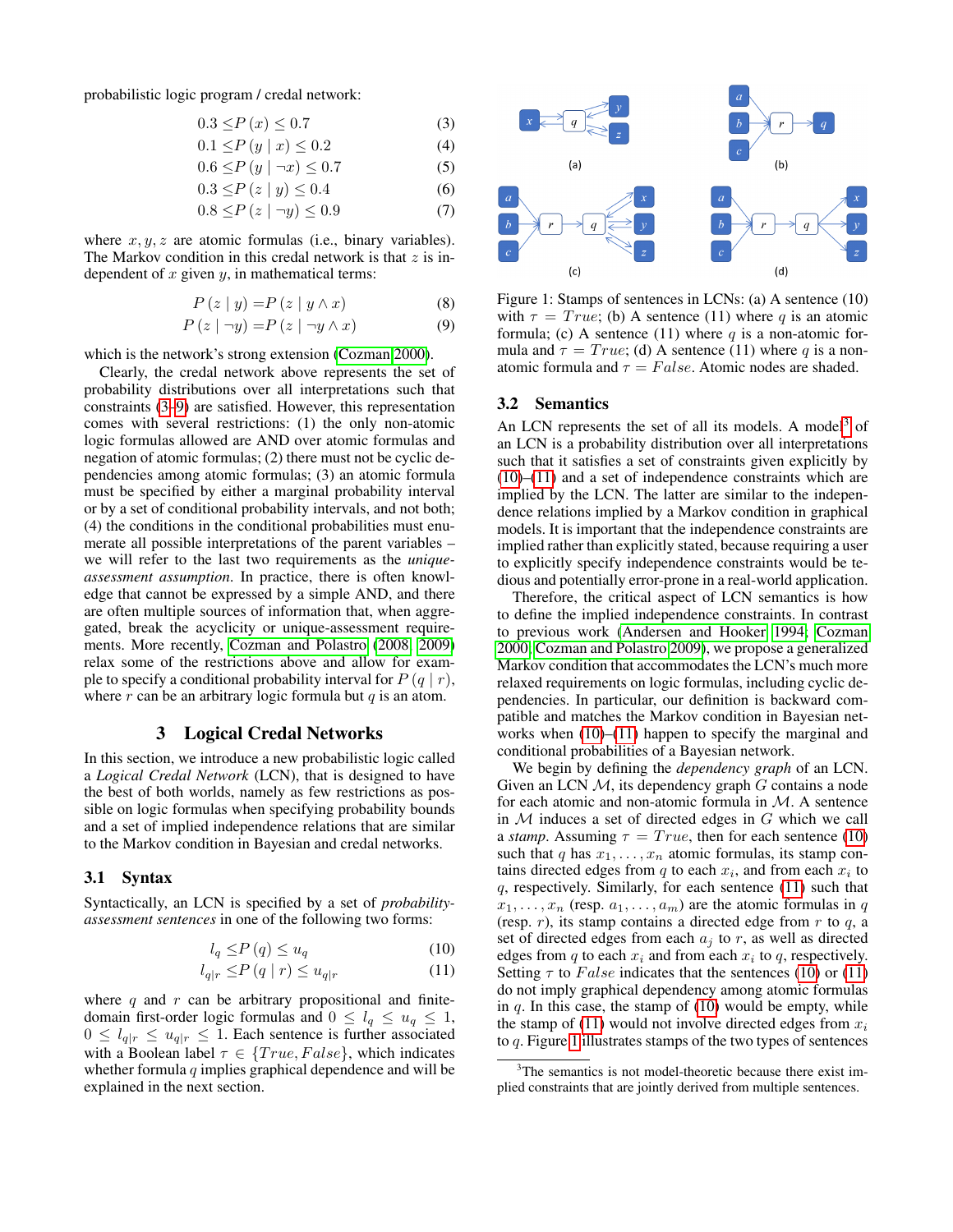probabilistic logic program / credal network:

$$0.3 \leq P(x) \leq 0.7 \tag{3}$$
$$0.1 \leq P(y \mid x) \leq 0.2 \tag{4}$$
$$0.6 \leq P(y \mid \neg x) \leq 0.7 \tag{5}$$
$$0.3 \leq P(z \mid y) \leq 0.4 \tag{6}$$
$$0.8 \leq P(z \mid \neg y) \leq 0.9 \tag{7}$$

where $x, y, z$ are atomic formulas (i.e., binary variables). The Markov condition in this credal network is that $z$ is independent of $x$ given $y$, in mathematical terms:

$$P(z \mid y) = P(z \mid y \wedge x) \tag{8}$$
$$P(z \mid \neg y) = P(z \mid \neg y \wedge x) \tag{9}$$

which is the network's strong extension (Cozman 2000).

Clearly, the credal network above represents the set of probability distributions over all interpretations such that constraints (3–9) are satisfied. However, this representation comes with several restrictions: (1) the only non-atomic logic formulas allowed are AND over atomic formulas and negation of atomic formulas; (2) there must not be cyclic dependencies among atomic formulas; (3) an atomic formula must be specified by either a marginal probability interval or by a set of conditional probability intervals, and not both; (4) the conditions in the conditional probabilities must enumerate all possible interpretations of the parent variables – we will refer to the last two requirements as the ***unique-assessment assumption***. In practice, there is often knowledge that cannot be expressed by a simple AND, and there are often multiple sources of information that, when aggregated, break the acyclicity or unique-assessment requirements. More recently, Cozman and Polastro (2008; 2009) relax some of the restrictions above and allow for example to specify a conditional probability interval for $P(q \mid r)$, where $r$ can be an arbitrary logic formula but $q$ is an atom.

## 3 Logical Credal Networks

In this section, we introduce a new probabilistic logic called a *Logical Credal Network* (LCN), that is designed to have the best of both worlds, namely as few restrictions as possible on logic formulas when specifying probability bounds and a set of implied independence relations that are similar to the Markov condition in Bayesian and credal networks.

### 3.1 Syntax

Syntactically, an LCN is specified by a set of *probability-assessment sentences* in one of the following two forms:

$$l_q \leq P(q) \leq u_q \tag{10}$$
$$l_{q|r} \leq P(q \mid r) \leq u_{q|r} \tag{11}$$

where $q$ and $r$ can be arbitrary propositional and finite-domain first-order logic formulas and $0 \leq l_q \leq u_q \leq 1$, $0 \leq l_{q|r} \leq u_{q|r} \leq 1$. Each sentence is further associated with a Boolean label $\tau \in \{True, False\}$, which indicates whether formula $q$ implies graphical dependence and will be explained in the next section.

Figure 1: Stamps of sentences in LCNs: (a) A sentence (10) with $\tau = True$; (b) A sentence (11) where $q$ is an atomic formula; (c) A sentence (11) where $q$ is a non-atomic formula and $\tau = True$; (d) A sentence (11) where $q$ is a non-atomic formula and $\tau = False$. Atomic nodes are shaded.

### 3.2 Semantics

An LCN represents the set of all its models. A model[3] of an LCN is a probability distribution over all interpretations such that it satisfies a set of constraints given explicitly by (10)–(11) and a set of independence constraints which are implied by the LCN. The latter are similar to the independence relations implied by a Markov condition in graphical models. It is important that the independence constraints are implied rather than explicitly stated, because requiring a user to explicitly specify independence constraints would be tedious and potentially error-prone in a real-world application.

Therefore, the critical aspect of LCN semantics is how to define the implied independence constraints. In contrast to previous work (Andersen and Hooker 1994; Cozman 2000; Cozman and Polastro 2009), we propose a generalized Markov condition that accommodates the LCN's much more relaxed requirements on logic formulas, including cyclic dependencies. In particular, our definition is backward compatible and matches the Markov condition in Bayesian networks when (10)–(11) happen to specify the marginal and conditional probabilities of a Bayesian network.

We begin by defining the *dependency graph* of an LCN. Given an LCN $\mathcal{M}$, its dependency graph $G$ contains a node for each atomic and non-atomic formula in $\mathcal{M}$. A sentence in $\mathcal{M}$ induces a set of directed edges in $G$ which we call a *stamp*. Assuming $\tau = True$, then for each sentence (10) such that $q$ has $x_1, \ldots, x_n$ atomic formulas, its stamp contains directed edges from $q$ to each $x_i$, and from each $x_i$ to $q$, respectively. Similarly, for each sentence (11) such that $x_1, \ldots, x_n$ (resp. $a_1, \ldots, a_m$) are the atomic formulas in $q$ (resp. $r$), its stamp contains a directed edge from $r$ to $q$, a set of directed edges from each $a_j$ to $r$, as well as directed edges from $q$ to each $x_i$ and from each $x_i$ to $q$, respectively. Setting $\tau$ to $False$ indicates that the sentences (10) or (11) do not imply graphical dependency among atomic formulas in $q$. In this case, the stamp of (10) would be empty, while the stamp of (11) would not involve directed edges from $x_i$ to $q$. Figure 1 illustrates stamps of the two types of sentences

[3]The semantics is not model-theoretic because there exist implied constraints that are jointly derived from multiple sentences.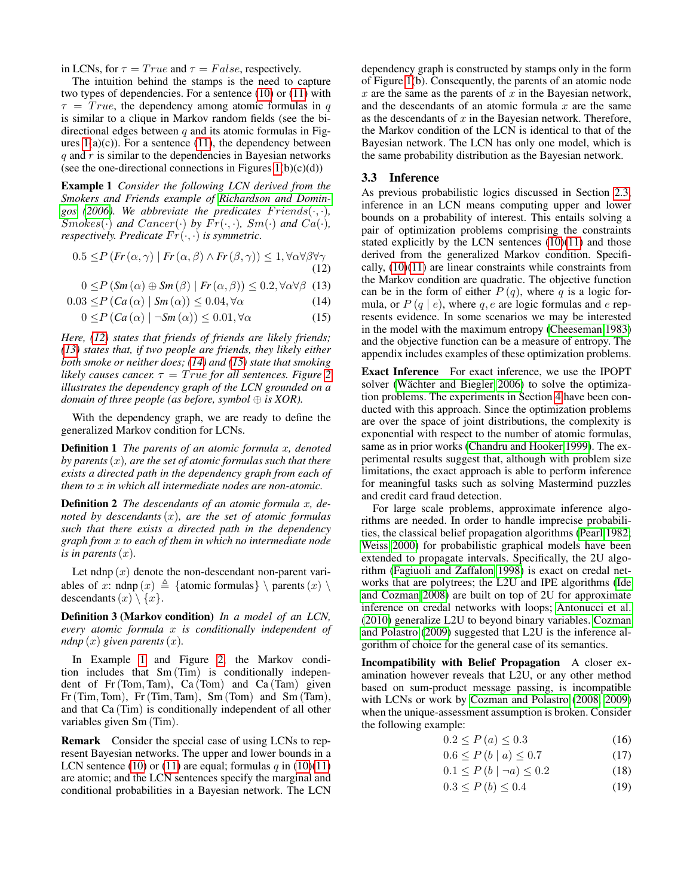in LCNs, for $\tau = True$ and $\tau = False$, respectively.

The intuition behind the stamps is the need to capture two types of dependencies. For a sentence (10) or (11) with $\tau = True$, the dependency among atomic formulas in $q$ is similar to a clique in Markov random fields (see the bi-directional edges between $q$ and its atomic formulas in Figures 1(a)(c)). For a sentence (11), the dependency between $q$ and $r$ is similar to the dependencies in Bayesian networks (see the one-directional connections in Figures 1(b)(c)(d))

**Example 1** *Consider the following LCN derived from the Smokers and Friends example of Richardson and Domingos (2006). We abbreviate the predicates $Friends(\cdot,\cdot)$, $Smokes(\cdot)$ and $Cancer(\cdot)$ by $Fr(\cdot,\cdot)$, $Sm(\cdot)$ and $Ca(\cdot)$, respectively. Predicate $Fr(\cdot,\cdot)$ is symmetric.*

$$0.5 \leq P\left(Fr\left(\alpha,\gamma\right) \mid Fr\left(\alpha,\beta\right) \wedge Fr\left(\beta,\gamma\right)\right) \leq 1, \forall\alpha\forall\beta\forall\gamma \tag{12}$$

$$0 \leq P\left(Sm\left(\alpha\right) \oplus Sm\left(\beta\right) \mid Fr\left(\alpha,\beta\right)\right) \leq 0.2, \forall\alpha\forall\beta \tag{13}$$

$$0.03 \leq P\left(Ca\left(\alpha\right) \mid Sm\left(\alpha\right)\right) \leq 0.04, \forall\alpha \tag{14}$$

$$0 \leq P\left(Ca\left(\alpha\right) \mid \neg Sm\left(\alpha\right)\right) \leq 0.01, \forall\alpha \tag{15}$$

*Here, (12) states that friends of friends are likely friends; (13) states that, if two people are friends, they likely either both smoke or neither does; (14) and (15) state that smoking likely causes cancer. $\tau = True$ for all sentences. Figure 2 illustrates the dependency graph of the LCN grounded on a domain of three people (as before, symbol $\oplus$ is XOR).*

With the dependency graph, we are ready to define the generalized Markov condition for LCNs.

**Definition 1** *The parents of an atomic formula $x$, denoted by $\text{parents}\left(x\right)$, are the set of atomic formulas such that there exists a directed path in the dependency graph from each of them to $x$ in which all intermediate nodes are non-atomic.*

**Definition 2** *The descendants of an atomic formula $x$, denoted by $\text{descendants}\left(x\right)$, are the set of atomic formulas such that there exists a directed path in the dependency graph from $x$ to each of them in which no intermediate node is in $\text{parents}\left(x\right)$.*

Let $\text{ndnp}\left(x\right)$ denote the non-descendant non-parent variables of $x$: $\text{ndnp}\left(x\right) \triangleq \{\text{atomic formulas}\} \setminus \text{parents}\left(x\right) \setminus \text{descendants}\left(x\right) \setminus \{x\}$.

**Definition 3 (Markov condition)** *In a model of an LCN, every atomic formula $x$ is conditionally independent of $\text{ndnp}\left(x\right)$ given $\text{parents}\left(x\right)$.*

In Example 1 and Figure 2, the Markov condition includes that $\text{Sm}\left(\text{Tim}\right)$ is conditionally independent of $\text{Fr}\left(\text{Tom}, \text{Tam}\right)$, $\text{Ca}\left(\text{Tom}\right)$ and $\text{Ca}\left(\text{Tam}\right)$ given $\text{Fr}\left(\text{Tim}, \text{Tom}\right)$, $\text{Fr}\left(\text{Tim}, \text{Tam}\right)$, $\text{Sm}\left(\text{Tom}\right)$ and $\text{Sm}\left(\text{Tam}\right)$, and that $\text{Ca}\left(\text{Tim}\right)$ is conditionally independent of all other variables given $\text{Sm}\left(\text{Tim}\right)$.

**Remark** Consider the special case of using LCNs to represent Bayesian networks. The upper and lower bounds in a LCN sentence (10) or (11) are equal; formulas $q$ in (10)(11) are atomic; and the LCN sentences specify the marginal and conditional probabilities in a Bayesian network. The LCN dependency graph is constructed by stamps only in the form of Figure 1(b). Consequently, the parents of an atomic node $x$ are the same as the parents of $x$ in the Bayesian network, and the descendants of an atomic formula $x$ are the same as the descendants of $x$ in the Bayesian network. Therefore, the Markov condition of the LCN is identical to that of the Bayesian network. The LCN has only one model, which is the same probability distribution as the Bayesian network.

### 3.3 Inference

As previous probabilistic logics discussed in Section 2.3, inference in an LCN means computing upper and lower bounds on a probability of interest. This entails solving a pair of optimization problems comprising the constraints stated explicitly by the LCN sentences (10)(11) and those derived from the generalized Markov condition. Specifically, (10)(11) are linear constraints while constraints from the Markov condition are quadratic. The objective function can be in the form of either $P\left(q\right)$, where $q$ is a logic formula, or $P\left(q \mid e\right)$, where $q, e$ are logic formulas and $e$ represents evidence. In some scenarios we may be interested in the model with the maximum entropy (Cheeseman 1983) and the objective function can be a measure of entropy. The appendix includes examples of these optimization problems.

**Exact Inference** For exact inference, we use the IPOPT solver (Wächter and Biegler 2006) to solve the optimization problems. The experiments in Section 4 have been conducted with this approach. Since the optimization problems are over the space of joint distributions, the complexity is exponential with respect to the number of atomic formulas, same as in prior works (Chandru and Hooker 1999). The experimental results suggest that, although with problem size limitations, the exact approach is able to perform inference for meaningful tasks such as solving Mastermind puzzles and credit card fraud detection.

For large scale problems, approximate inference algorithms are needed. In order to handle imprecise probabilities, the classical belief propagation algorithms (Pearl 1982; Weiss 2000) for probabilistic graphical models have been extended to propagate intervals. Specifically, the 2U algorithm (Fagiuoli and Zaffalon 1998) is exact on credal networks that are polytrees; the L2U and IPE algorithms (Ide and Cozman 2008) are built on top of 2U for approximate inference on credal networks with loops; Antonucci et al. (2010) generalize L2U to beyond binary variables. Cozman and Polastro (2009) suggested that L2U is the inference algorithm of choice for the general case of its semantics.

**Incompatibility with Belief Propagation** A closer examination however reveals that L2U, or any other method based on sum-product message passing, is incompatible with LCNs or work by Cozman and Polastro (2008; 2009) when the unique-assessment assumption is broken. Consider the following example:

$$0.2 \leq P\left(a\right) \leq 0.3 \tag{16}$$

$$0.6 \leq P\left(b \mid a\right) \leq 0.7 \tag{17}$$

$$0.1 \leq P\left(b \mid \neg a\right) \leq 0.2 \tag{18}$$

$$0.3 \leq P\left(b\right) \leq 0.4 \tag{19}$$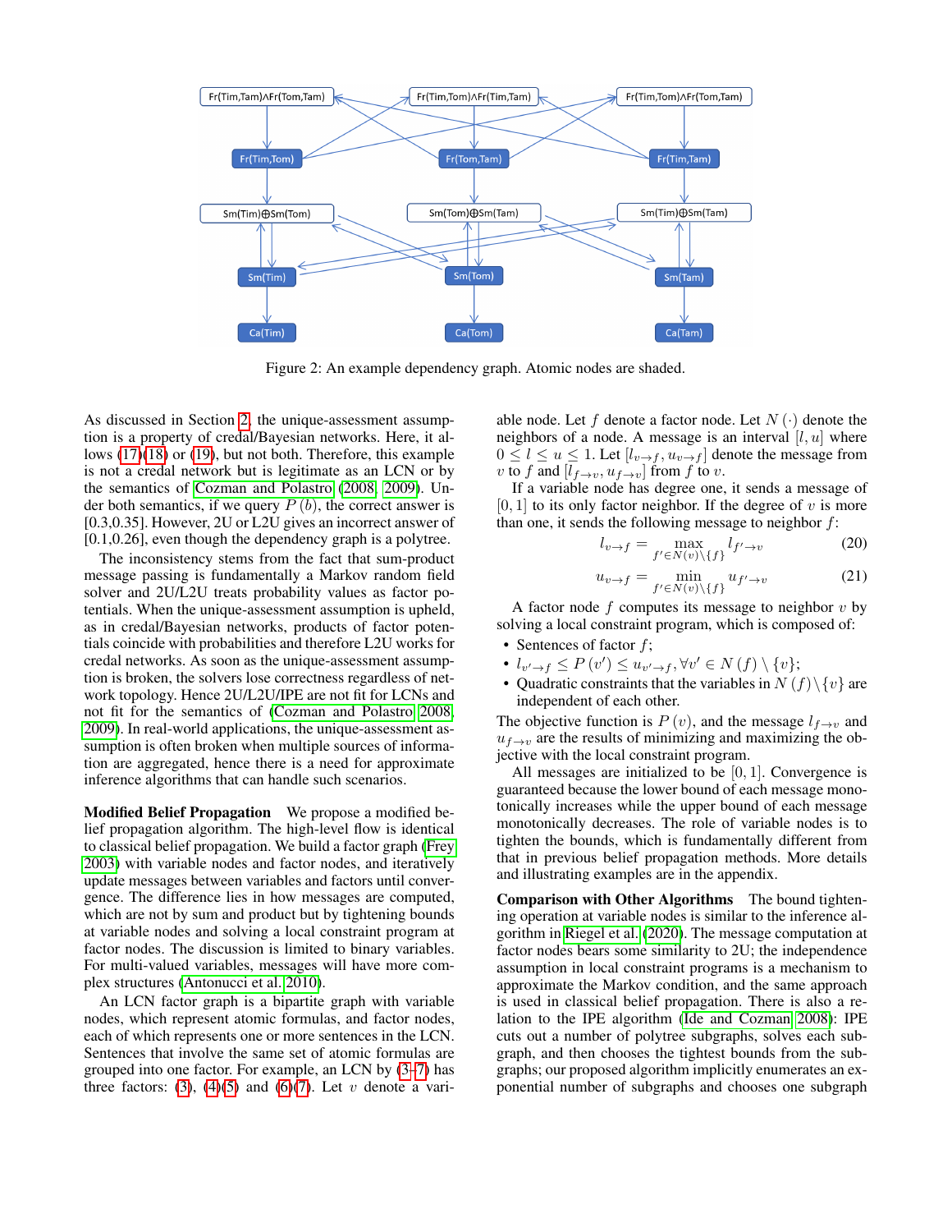Figure 2: An example dependency graph. Atomic nodes are shaded.

As discussed in Section 2, the unique-assessment assumption is a property of credal/Bayesian networks. Here, it allows (17)(18) or (19), but not both. Therefore, this example is not a credal network but is legitimate as an LCN or by the semantics of Cozman and Polastro (2008, 2009). Under both semantics, if we query $P(b)$, the correct answer is [0.3,0.35]. However, 2U or L2U gives an incorrect answer of [0.1,0.26], even though the dependency graph is a polytree.

The inconsistency stems from the fact that sum-product message passing is fundamentally a Markov random field solver and 2U/L2U treats probability values as factor potentials. When the unique-assessment assumption is upheld, as in credal/Bayesian networks, products of factor potentials coincide with probabilities and therefore L2U works for credal networks. As soon as the unique-assessment assumption is broken, the solvers lose correctness regardless of network topology. Hence 2U/L2U/IPE are not fit for LCNs and not fit for the semantics of (Cozman and Polastro 2008, 2009). In real-world applications, the unique-assessment assumption is often broken when multiple sources of information are aggregated, hence there is a need for approximate inference algorithms that can handle such scenarios.

**Modified Belief Propagation** We propose a modified belief propagation algorithm. The high-level flow is identical to classical belief propagation. We build a factor graph (Frey 2003) with variable nodes and factor nodes, and iteratively update messages between variables and factors until convergence. The difference lies in how messages are computed, which are not by sum and product but by tightening bounds at variable nodes and solving a local constraint program at factor nodes. The discussion is limited to binary variables. For multi-valued variables, messages will have more complex structures (Antonucci et al. 2010).

An LCN factor graph is a bipartite graph with variable nodes, which represent atomic formulas, and factor nodes, each of which represents one or more sentences in the LCN. Sentences that involve the same set of atomic formulas are grouped into one factor. For example, an LCN by (3–7) has three factors: (3), (4)(5) and (6)(7). Let $v$ denote a variable node. Let $f$ denote a factor node. Let $N(\cdot)$ denote the neighbors of a node. A message is an interval $[l, u]$ where $0 \leq l \leq u \leq 1$. Let $[l_{v\to f}, u_{v\to f}]$ denote the message from $v$ to $f$ and $[l_{f\to v}, u_{f\to v}]$ from $f$ to $v$.

If a variable node has degree one, it sends a message of $[0, 1]$ to its only factor neighbor. If the degree of $v$ is more than one, it sends the following message to neighbor $f$:

$$l_{v\to f} = \max_{f'\in N(v)\setminus\{f\}} l_{f'\to v} \tag{20}$$

$$u_{v\to f} = \min_{f'\in N(v)\setminus\{f\}} u_{f'\to v} \tag{21}$$

A factor node $f$ computes its message to neighbor $v$ by solving a local constraint program, which is composed of:

- Sentences of factor $f$;
- $l_{v'\to f} \leq P(v') \leq u_{v'\to f}, \forall v' \in N(f) \setminus \{v\}$;
- Quadratic constraints that the variables in $N(f)\setminus\{v\}$ are independent of each other.

The objective function is $P(v)$, and the message $l_{f\to v}$ and $u_{f\to v}$ are the results of minimizing and maximizing the objective with the local constraint program.

All messages are initialized to be $[0, 1]$. Convergence is guaranteed because the lower bound of each message monotonically increases while the upper bound of each message monotonically decreases. The role of variable nodes is to tighten the bounds, which is fundamentally different from that in previous belief propagation methods. More details and illustrating examples are in the appendix.

**Comparison with Other Algorithms** The bound tightening operation at variable nodes is similar to the inference algorithm in Riegel et al. (2020). The message computation at factor nodes bears some similarity to 2U; the independence assumption in local constraint programs is a mechanism to approximate the Markov condition, and the same approach is used in classical belief propagation. There is also a relation to the IPE algorithm (Ide and Cozman 2008): IPE cuts out a number of polytree subgraphs, solves each subgraph, and then chooses the tightest bounds from the subgraphs; our proposed algorithm implicitly enumerates an exponential number of subgraphs and chooses one subgraph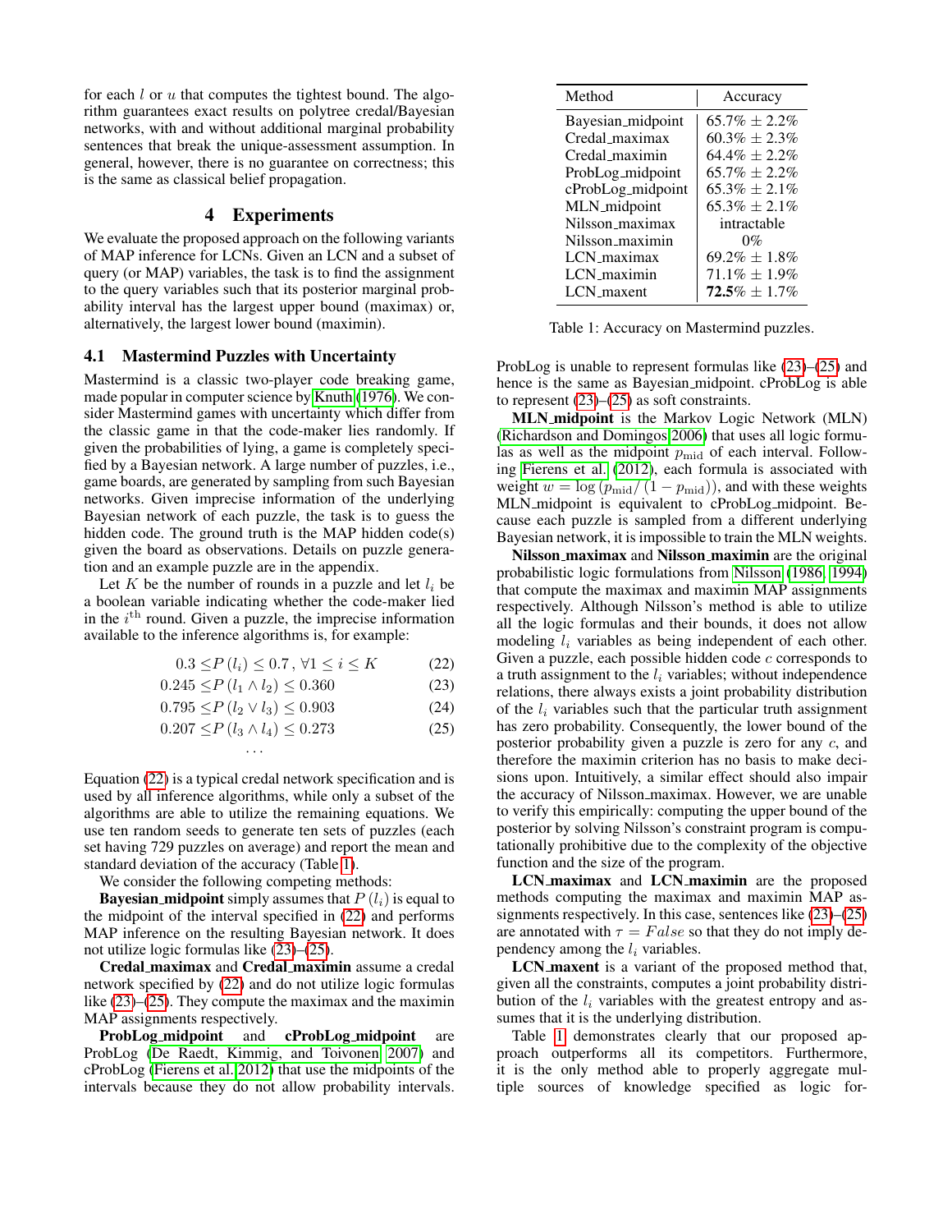for each $l$ or $u$ that computes the tightest bound. The algorithm guarantees exact results on polytree credal/Bayesian networks, with and without additional marginal probability sentences that break the unique-assessment assumption. In general, however, there is no guarantee on correctness; this is the same as classical belief propagation.

## 4 Experiments

We evaluate the proposed approach on the following variants of MAP inference for LCNs. Given an LCN and a subset of query (or MAP) variables, the task is to find the assignment to the query variables such that its posterior marginal probability interval has the largest upper bound (maximax) or, alternatively, the largest lower bound (maximin).

### 4.1 Mastermind Puzzles with Uncertainty

Mastermind is a classic two-player code breaking game, made popular in computer science by Knuth (1976). We consider Mastermind games with uncertainty which differ from the classic game in that the code-maker lies randomly. If given the probabilities of lying, a game is completely specified by a Bayesian network. A large number of puzzles, i.e., game boards, are generated by sampling from such Bayesian networks. Given imprecise information of the underlying Bayesian network of each puzzle, the task is to guess the hidden code. The ground truth is the MAP hidden code(s) given the board as observations. Details on puzzle generation and an example puzzle are in the appendix.

Let $K$ be the number of rounds in a puzzle and let $l_i$ be a boolean variable indicating whether the code-maker lied in the $i^{\text{th}}$ round. Given a puzzle, the imprecise information available to the inference algorithms is, for example:

$$0.3 \leq P(l_i) \leq 0.7\,, \forall 1 \leq i \leq K \tag{22}$$
$$0.245 \leq P(l_1 \wedge l_2) \leq 0.360 \tag{23}$$
$$0.795 \leq P(l_2 \vee l_3) \leq 0.903 \tag{24}$$
$$0.207 \leq P(l_3 \wedge l_4) \leq 0.273 \tag{25}$$
$$\cdots$$

Equation (22) is a typical credal network specification and is used by all inference algorithms, while only a subset of the algorithms are able to utilize the remaining equations. We use ten random seeds to generate ten sets of puzzles (each set having 729 puzzles on average) and report the mean and standard deviation of the accuracy (Table 1).

We consider the following competing methods:

**Bayesian_midpoint** simply assumes that $P(l_i)$ is equal to the midpoint of the interval specified in (22) and performs MAP inference on the resulting Bayesian network. It does not utilize logic formulas like (23)–(25).

**Credal_maximax** and **Credal_maximin** assume a credal network specified by (22) and do not utilize logic formulas like (23)–(25). They compute the maximax and the maximin MAP assignments respectively.

**ProbLog_midpoint** and **cProbLog_midpoint** are ProbLog (De Raedt, Kimmig, and Toivonen 2007) and cProbLog (Fierens et al. 2012) that use the midpoints of the intervals because they do not allow probability intervals. ProbLog is unable to represent formulas like (23)–(25) and hence is the same as Bayesian_midpoint. cProbLog is able to represent (23)–(25) as soft constraints.

| Method | Accuracy |
|---|---|
| Bayesian_midpoint | $65.7\% \pm 2.2\%$ |
| Credal_maximax | $60.3\% \pm 2.3\%$ |
| Credal_maximin | $64.4\% \pm 2.2\%$ |
| ProbLog_midpoint | $65.7\% \pm 2.2\%$ |
| cProbLog_midpoint | $65.3\% \pm 2.1\%$ |
| MLN_midpoint | $65.3\% \pm 2.1\%$ |
| Nilsson_maximax | intractable |
| Nilsson_maximin | $0\%$ |
| LCN_maximax | $69.2\% \pm 1.8\%$ |
| LCN_maximin | $71.1\% \pm 1.9\%$ |
| LCN_maxent | **$72.5\%$** $\pm 1.7\%$ |

Table 1: Accuracy on Mastermind puzzles.

**MLN_midpoint** is the Markov Logic Network (MLN) (Richardson and Domingos 2006) that uses all logic formulas as well as the midpoint $p_{\text{mid}}$ of each interval. Following Fierens et al. (2012), each formula is associated with weight $w = \log(p_{\text{mid}}/(1 - p_{\text{mid}}))$, and with these weights MLN_midpoint is equivalent to cProbLog_midpoint. Because each puzzle is sampled from a different underlying Bayesian network, it is impossible to train the MLN weights.

**Nilsson_maximax** and **Nilsson_maximin** are the original probabilistic logic formulations from Nilsson (1986; 1994) that compute the maximax and maximin MAP assignments respectively. Although Nilsson's method is able to utilize all the logic formulas and their bounds, it does not allow modeling $l_i$ variables as being independent of each other. Given a puzzle, each possible hidden code $c$ corresponds to a truth assignment to the $l_i$ variables; without independence relations, there always exists a joint probability distribution of the $l_i$ variables such that the particular truth assignment has zero probability. Consequently, the lower bound of the posterior probability given a puzzle is zero for any $c$, and therefore the maximin criterion has no basis to make decisions upon. Intuitively, a similar effect should also impair the accuracy of Nilsson_maximax. However, we are unable to verify this empirically: computing the upper bound of the posterior by solving Nilsson's constraint program is computationally prohibitive due to the complexity of the objective function and the size of the program.

**LCN_maximax** and **LCN_maximin** are the proposed methods computing the maximax and maximin MAP assignments respectively. In this case, sentences like (23)–(25) are annotated with $\tau = False$ so that they do not imply dependency among the $l_i$ variables.

**LCN_maxent** is a variant of the proposed method that, given all the constraints, computes a joint probability distribution of the $l_i$ variables with the greatest entropy and assumes that it is the underlying distribution.

Table 1 demonstrates clearly that our proposed approach outperforms all its competitors. Furthermore, it is the only method able to properly aggregate multiple sources of knowledge specified as logic for-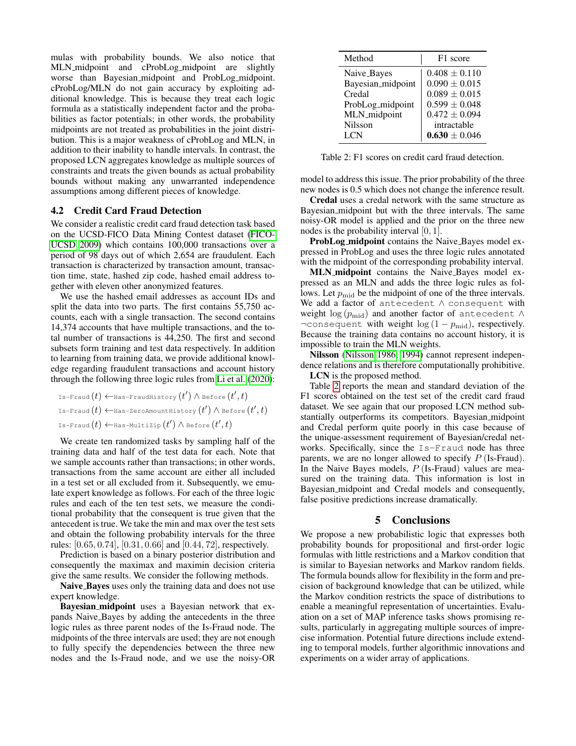mulas with probability bounds. We also notice that MLN_midpoint and cProbLog_midpoint are slightly worse than Bayesian_midpoint and ProbLog_midpoint. cProbLog/MLN do not gain accuracy by exploiting additional knowledge. This is because they treat each logic formula as a statistically independent factor and the probabilities as factor potentials; in other words, the probability midpoints are not treated as probabilities in the joint distribution. This is a major weakness of cProbLog and MLN, in addition to their inability to handle intervals. In contrast, the proposed LCN aggregates knowledge as multiple sources of constraints and treats the given bounds as actual probability bounds without making any unwarranted independence assumptions among different pieces of knowledge.

## 4.2 Credit Card Fraud Detection

We consider a realistic credit card fraud detection task based on the UCSD-FICO Data Mining Contest dataset (FICO-UCSD 2009) which contains 100,000 transactions over a period of 98 days out of which 2,654 are fraudulent. Each transaction is characterized by transaction amount, transaction time, state, hashed zip code, hashed email address together with eleven other anonymized features.

We use the hashed email addresses as account IDs and split the data into two parts. The first contains 55,750 accounts, each with a single transaction. The second contains 14,374 accounts that have multiple transactions, and the total number of transactions is 44,250. The first and second subsets form training and test data respectively. In addition to learning from training data, we provide additional knowledge regarding fraudulent transactions and account history through the following three logic rules from Li et al. (2020):

$$\texttt{Is-Fraud}(t) \leftarrow \texttt{Has-FraudHistory}(t') \wedge \texttt{Before}(t', t)$$

$$\texttt{Is-Fraud}(t) \leftarrow \texttt{Has-ZeroAmountHistory}(t') \wedge \texttt{Before}(t', t)$$

$$\texttt{Is-Fraud}(t) \leftarrow \texttt{Has-MultiZip}(t') \wedge \texttt{Before}(t', t)$$

We create ten randomized tasks by sampling half of the training data and half of the test data for each. Note that we sample accounts rather than transactions; in other words, transactions from the same account are either all included in a test set or all excluded from it. Subsequently, we emulate expert knowledge as follows. For each of the three logic rules and each of the ten test sets, we measure the conditional probability that the consequent is true given that the antecedent is true. We take the min and max over the test sets and obtain the following probability intervals for the three rules: $[0.65, 0.74]$, $[0.31, 0.66]$ and $[0.44, 72]$, respectively.

Prediction is based on a binary posterior distribution and consequently the maximax and maximin decision criteria give the same results. We consider the following methods.

**Naive_Bayes** uses only the training data and does not use expert knowledge.

**Bayesian_midpoint** uses a Bayesian network that expands Naive_Bayes by adding the antecedents in the three logic rules as three parent nodes of the Is-Fraud node. The midpoints of the three intervals are used; they are not enough to fully specify the dependencies between the three new nodes and the Is-Fraud node, and we use the noisy-OR model to address this issue. The prior probability of the three new nodes is 0.5 which does not change the inference result.

**Credal** uses a credal network with the same structure as Bayesian_midpoint but with the three intervals. The same noisy-OR model is applied and the prior on the three new nodes is the probability interval $[0, 1]$.

**ProbLog_midpoint** contains the Naive_Bayes model expressed in ProbLog and uses the three logic rules annotated with the midpoint of the corresponding probability interval.

**MLN_midpoint** contains the Naive_Bayes model expressed as an MLN and adds the three logic rules as follows. Let $p_{\text{mid}}$ be the midpoint of one of the three intervals. We add a factor of $\texttt{antecedent} \wedge \texttt{consequent}$ with weight $\log(p_{\text{mid}})$ and another factor of $\texttt{antecedent} \wedge \neg\texttt{consequent}$ with weight $\log(1 - p_{\text{mid}})$, respectively. Because the training data contains no account history, it is impossible to train the MLN weights.

**Nilsson** (Nilsson 1986; 1994) cannot represent independence relations and is therefore computationally prohibitive.

**LCN** is the proposed method.

| Method | F1 score |
|---|---|
| Naive_Bayes | $0.408 \pm 0.110$ |
| Bayesian_midpoint | $0.090 \pm 0.015$ |
| Credal | $0.089 \pm 0.015$ |
| ProbLog_midpoint | $0.599 \pm 0.048$ |
| MLN_midpoint | $0.472 \pm 0.094$ |
| Nilsson | intractable |
| LCN | $\mathbf{0.630} \pm 0.046$ |

Table 2: F1 scores on credit card fraud detection.

Table 2 reports the mean and standard deviation of the F1 scores obtained on the test set of the credit card fraud dataset. We see again that our proposed LCN method substantially outperforms its competitors. Bayesian_midpoint and Credal perform quite poorly in this case because of the unique-assessment requirement of Bayesian/credal networks. Specifically, since the Is-Fraud node has three parents, we are no longer allowed to specify $P(\text{Is-Fraud})$. In the Naive Bayes models, $P(\text{Is-Fraud})$ values are measured on the training data. This information is lost in Bayesian_midpoint and Credal models and consequently, false positive predictions increase dramatically.

# 5 Conclusions

We propose a new probabilistic logic that expresses both probability bounds for propositional and first-order logic formulas with little restrictions and a Markov condition that is similar to Bayesian networks and Markov random fields. The formula bounds allow for flexibility in the form and precision of background knowledge that can be utilized, while the Markov condition restricts the space of distributions to enable a meaningful representation of uncertainties. Evaluation on a set of MAP inference tasks shows promising results, particularly in aggregating multiple sources of imprecise information. Potential future directions include extending to temporal models, further algorithmic innovations and experiments on a wider array of applications.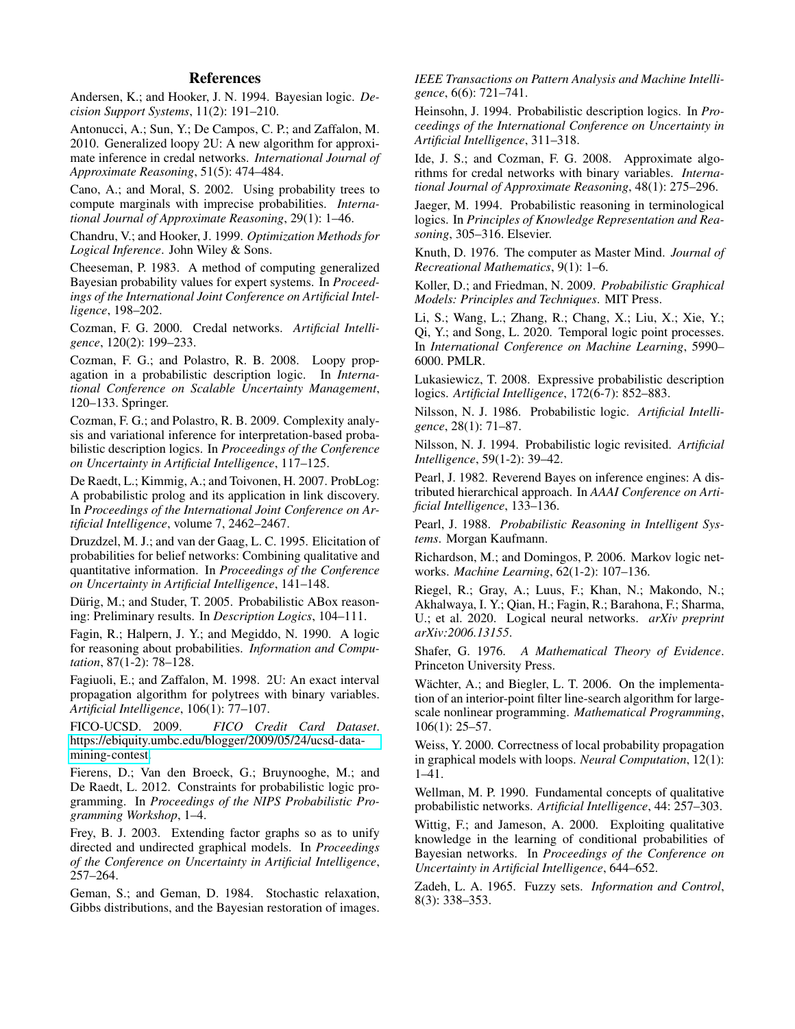## References

Andersen, K.; and Hooker, J. N. 1994. Bayesian logic. *Decision Support Systems*, 11(2): 191–210.

Antonucci, A.; Sun, Y.; De Campos, C. P.; and Zaffalon, M. 2010. Generalized loopy 2U: A new algorithm for approximate inference in credal networks. *International Journal of Approximate Reasoning*, 51(5): 474–484.

Cano, A.; and Moral, S. 2002. Using probability trees to compute marginals with imprecise probabilities. *International Journal of Approximate Reasoning*, 29(1): 1–46.

Chandru, V.; and Hooker, J. 1999. *Optimization Methods for Logical Inference*. John Wiley & Sons.

Cheeseman, P. 1983. A method of computing generalized Bayesian probability values for expert systems. In *Proceedings of the International Joint Conference on Artificial Intelligence*, 198–202.

Cozman, F. G. 2000. Credal networks. *Artificial Intelligence*, 120(2): 199–233.

Cozman, F. G.; and Polastro, R. B. 2008. Loopy propagation in a probabilistic description logic. In *International Conference on Scalable Uncertainty Management*, 120–133. Springer.

Cozman, F. G.; and Polastro, R. B. 2009. Complexity analysis and variational inference for interpretation-based probabilistic description logics. In *Proceedings of the Conference on Uncertainty in Artificial Intelligence*, 117–125.

De Raedt, L.; Kimmig, A.; and Toivonen, H. 2007. ProbLog: A probabilistic prolog and its application in link discovery. In *Proceedings of the International Joint Conference on Artificial Intelligence*, volume 7, 2462–2467.

Druzdzel, M. J.; and van der Gaag, L. C. 1995. Elicitation of probabilities for belief networks: Combining qualitative and quantitative information. In *Proceedings of the Conference on Uncertainty in Artificial Intelligence*, 141–148.

Dürig, M.; and Studer, T. 2005. Probabilistic ABox reasoning: Preliminary results. In *Description Logics*, 104–111.

Fagin, R.; Halpern, J. Y.; and Megiddo, N. 1990. A logic for reasoning about probabilities. *Information and Computation*, 87(1-2): 78–128.

Fagiuoli, E.; and Zaffalon, M. 1998. 2U: An exact interval propagation algorithm for polytrees with binary variables. *Artificial Intelligence*, 106(1): 77–107.

FICO-UCSD. 2009. *FICO Credit Card Dataset*. https://ebiquity.umbc.edu/blogger/2009/05/24/ucsd-data-mining-contest.

Fierens, D.; Van den Broeck, G.; Bruynooghe, M.; and De Raedt, L. 2012. Constraints for probabilistic logic programming. In *Proceedings of the NIPS Probabilistic Programming Workshop*, 1–4.

Frey, B. J. 2003. Extending factor graphs so as to unify directed and undirected graphical models. In *Proceedings of the Conference on Uncertainty in Artificial Intelligence*, 257–264.

Geman, S.; and Geman, D. 1984. Stochastic relaxation, Gibbs distributions, and the Bayesian restoration of images. *IEEE Transactions on Pattern Analysis and Machine Intelligence*, 6(6): 721–741.

Heinsohn, J. 1994. Probabilistic description logics. In *Proceedings of the International Conference on Uncertainty in Artificial Intelligence*, 311–318.

Ide, J. S.; and Cozman, F. G. 2008. Approximate algorithms for credal networks with binary variables. *International Journal of Approximate Reasoning*, 48(1): 275–296.

Jaeger, M. 1994. Probabilistic reasoning in terminological logics. In *Principles of Knowledge Representation and Reasoning*, 305–316. Elsevier.

Knuth, D. 1976. The computer as Master Mind. *Journal of Recreational Mathematics*, 9(1): 1–6.

Koller, D.; and Friedman, N. 2009. *Probabilistic Graphical Models: Principles and Techniques*. MIT Press.

Li, S.; Wang, L.; Zhang, R.; Chang, X.; Liu, X.; Xie, Y.; Qi, Y.; and Song, L. 2020. Temporal logic point processes. In *International Conference on Machine Learning*, 5990–6000. PMLR.

Lukasiewicz, T. 2008. Expressive probabilistic description logics. *Artificial Intelligence*, 172(6-7): 852–883.

Nilsson, N. J. 1986. Probabilistic logic. *Artificial Intelligence*, 28(1): 71–87.

Nilsson, N. J. 1994. Probabilistic logic revisited. *Artificial Intelligence*, 59(1-2): 39–42.

Pearl, J. 1982. Reverend Bayes on inference engines: A distributed hierarchical approach. In *AAAI Conference on Artificial Intelligence*, 133–136.

Pearl, J. 1988. *Probabilistic Reasoning in Intelligent Systems*. Morgan Kaufmann.

Richardson, M.; and Domingos, P. 2006. Markov logic networks. *Machine Learning*, 62(1-2): 107–136.

Riegel, R.; Gray, A.; Luus, F.; Khan, N.; Makondo, N.; Akhalwaya, I. Y.; Qian, H.; Fagin, R.; Barahona, F.; Sharma, U.; et al. 2020. Logical neural networks. *arXiv preprint arXiv:2006.13155*.

Shafer, G. 1976. *A Mathematical Theory of Evidence*. Princeton University Press.

Wächter, A.; and Biegler, L. T. 2006. On the implementation of an interior-point filter line-search algorithm for large-scale nonlinear programming. *Mathematical Programming*, 106(1): 25–57.

Weiss, Y. 2000. Correctness of local probability propagation in graphical models with loops. *Neural Computation*, 12(1): 1–41.

Wellman, M. P. 1990. Fundamental concepts of qualitative probabilistic networks. *Artificial Intelligence*, 44: 257–303.

Wittig, F.; and Jameson, A. 2000. Exploiting qualitative knowledge in the learning of conditional probabilities of Bayesian networks. In *Proceedings of the Conference on Uncertainty in Artificial Intelligence*, 644–652.

Zadeh, L. A. 1965. Fuzzy sets. *Information and Control*, 8(3): 338–353.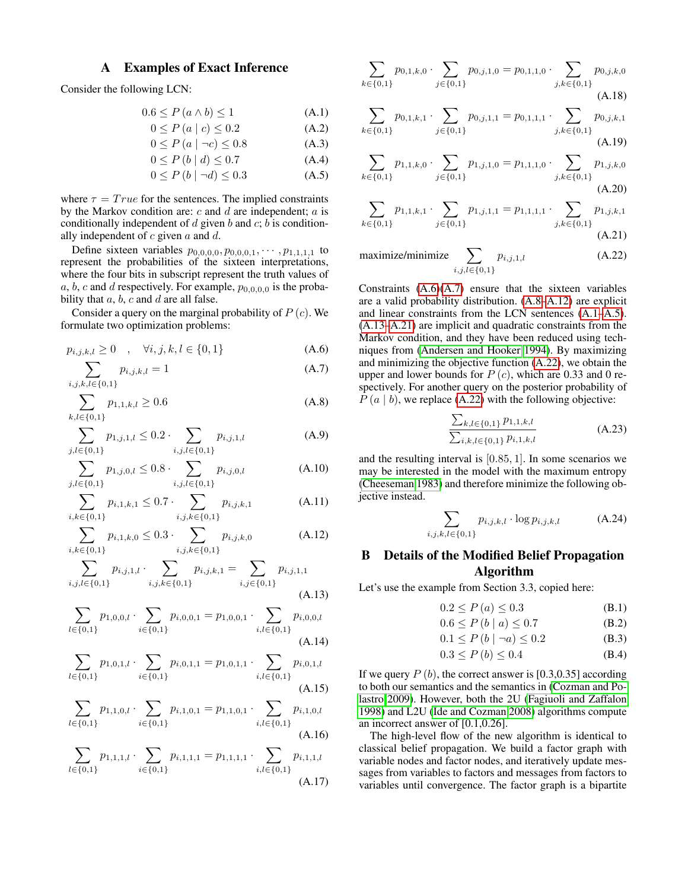## A Examples of Exact Inference

Consider the following LCN:

$$0.6 \le P(a \land b) \le 1 \tag{A.1}$$
$$0 \le P(a \mid c) \le 0.2 \tag{A.2}$$
$$0 \le P(a \mid \neg c) \le 0.8 \tag{A.3}$$
$$0 \le P(b \mid d) \le 0.7 \tag{A.4}$$
$$0 \le P(b \mid \neg d) \le 0.3 \tag{A.5}$$

where $\tau = True$ for the sentences. The implied constraints by the Markov condition are: $c$ and $d$ are independent; $a$ is conditionally independent of $d$ given $b$ and $c$; $b$ is conditionally independent of $c$ given $a$ and $d$.

Define sixteen variables $p_{0,0,0,0}, p_{0,0,0,1}, \cdots, p_{1,1,1,1}$ to represent the probabilities of the sixteen interpretations, where the four bits in subscript represent the truth values of $a$, $b$, $c$ and $d$ respectively. For example, $p_{0,0,0,0}$ is the probability that $a$, $b$, $c$ and $d$ are all false.

Consider a query on the marginal probability of $P(c)$. We formulate two optimization problems:

$$p_{i,j,k,l} \ge 0 \quad , \quad \forall i,j,k,l \in \{0,1\} \tag{A.6}$$

$$\sum_{i,j,k,l \in \{0,1\}} p_{i,j,k,l} = 1 \tag{A.7}$$

$$\sum_{k,l \in \{0,1\}} p_{1,1,k,l} \ge 0.6 \tag{A.8}$$

$$\sum_{j,l \in \{0,1\}} p_{1,j,1,l} \le 0.2 \cdot \sum_{i,j,l \in \{0,1\}} p_{i,j,1,l} \tag{A.9}$$

$$\sum_{j,l \in \{0,1\}} p_{1,j,0,l} \le 0.8 \cdot \sum_{i,j,l \in \{0,1\}} p_{i,j,0,l} \tag{A.10}$$

$$\sum_{i,k \in \{0,1\}} p_{i,1,k,1} \le 0.7 \cdot \sum_{i,j,k \in \{0,1\}} p_{i,j,k,1} \tag{A.11}$$

$$\sum_{i,k \in \{0,1\}} p_{i,1,k,0} \le 0.3 \cdot \sum_{i,j,k \in \{0,1\}} p_{i,j,k,0} \tag{A.12}$$

$$\sum_{i,j,l \in \{0,1\}} p_{i,j,1,l} \cdot \sum_{i,j,k \in \{0,1\}} p_{i,j,k,1} = \sum_{i,j \in \{0,1\}} p_{i,j,1,1} \tag{A.13}$$

$$\sum_{l \in \{0,1\}} p_{1,0,0,l} \cdot \sum_{i \in \{0,1\}} p_{i,0,0,1} = p_{1,0,0,1} \cdot \sum_{i,l \in \{0,1\}} p_{i,0,0,l} \tag{A.14}$$

$$\sum_{l \in \{0,1\}} p_{1,0,1,l} \cdot \sum_{i \in \{0,1\}} p_{i,0,1,1} = p_{1,0,1,1} \cdot \sum_{i,l \in \{0,1\}} p_{i,0,1,l} \tag{A.15}$$

$$\sum_{l \in \{0,1\}} p_{1,1,0,l} \cdot \sum_{i \in \{0,1\}} p_{i,1,0,1} = p_{1,1,0,1} \cdot \sum_{i,l \in \{0,1\}} p_{i,1,0,l} \tag{A.16}$$

$$\sum_{l \in \{0,1\}} p_{1,1,1,l} \cdot \sum_{i \in \{0,1\}} p_{i,1,1,1} = p_{1,1,1,1} \cdot \sum_{i,l \in \{0,1\}} p_{i,1,1,l} \tag{A.17}$$

$$\sum_{k \in \{0,1\}} p_{0,1,k,0} \cdot \sum_{j \in \{0,1\}} p_{0,j,1,0} = p_{0,1,1,0} \cdot \sum_{j,k \in \{0,1\}} p_{0,j,k,0} \tag{A.18}$$

$$\sum_{k \in \{0,1\}} p_{0,1,k,1} \cdot \sum_{j \in \{0,1\}} p_{0,j,1,1} = p_{0,1,1,1} \cdot \sum_{j,k \in \{0,1\}} p_{0,j,k,1} \tag{A.19}$$

$$\sum_{k \in \{0,1\}} p_{1,1,k,0} \cdot \sum_{j \in \{0,1\}} p_{1,j,1,0} = p_{1,1,1,0} \cdot \sum_{j,k \in \{0,1\}} p_{1,j,k,0} \tag{A.20}$$

$$\sum_{k \in \{0,1\}} p_{1,1,k,1} \cdot \sum_{j \in \{0,1\}} p_{1,j,1,1} = p_{1,1,1,1} \cdot \sum_{j,k \in \{0,1\}} p_{1,j,k,1} \tag{A.21}$$

$$\text{maximize/minimize} \quad \sum_{i,j,l \in \{0,1\}} p_{i,j,1,l} \tag{A.22}$$

Constraints (A.6)(A.7) ensure that the sixteen variables are a valid probability distribution. (A.8–A.12) are explicit and linear constraints from the LCN sentences (A.1–A.5). (A.13–A.21) are implicit and quadratic constraints from the Markov condition, and they have been reduced using techniques from (Andersen and Hooker 1994). By maximizing and minimizing the objective function (A.22), we obtain the upper and lower bounds for $P(c)$, which are 0.33 and 0 respectively. For another query on the posterior probability of $P(a \mid b)$, we replace (A.22) with the following objective:

$$\frac{\sum_{k,l \in \{0,1\}} p_{1,1,k,l}}{\sum_{i,k,l \in \{0,1\}} p_{i,1,k,l}} \tag{A.23}$$

and the resulting interval is $[0.85, 1]$. In some scenarios we may be interested in the model with the maximum entropy (Cheeseman 1983) and therefore minimize the following objective instead.

$$\sum_{i,j,k,l \in \{0,1\}} p_{i,j,k,l} \cdot \log p_{i,j,k,l} \tag{A.24}$$

## B Details of the Modified Belief Propagation Algorithm

Let's use the example from Section 3.3, copied here:

$$0.2 \le P(a) \le 0.3 \tag{B.1}$$
$$0.6 \le P(b \mid a) \le 0.7 \tag{B.2}$$
$$0.1 \le P(b \mid \neg a) \le 0.2 \tag{B.3}$$
$$0.3 \le P(b) \le 0.4 \tag{B.4}$$

If we query $P(b)$, the correct answer is [0.3,0.35] according to both our semantics and the semantics in (Cozman and Polastro 2009). However, both the 2U (Fagiuoli and Zaffalon 1998) and L2U (Ide and Cozman 2008) algorithms compute an incorrect answer of [0.1,0.26].

The high-level flow of the new algorithm is identical to classical belief propagation. We build a factor graph with variable nodes and factor nodes, and iteratively update messages from variables to factors and messages from factors to variables until convergence. The factor graph is a bipartite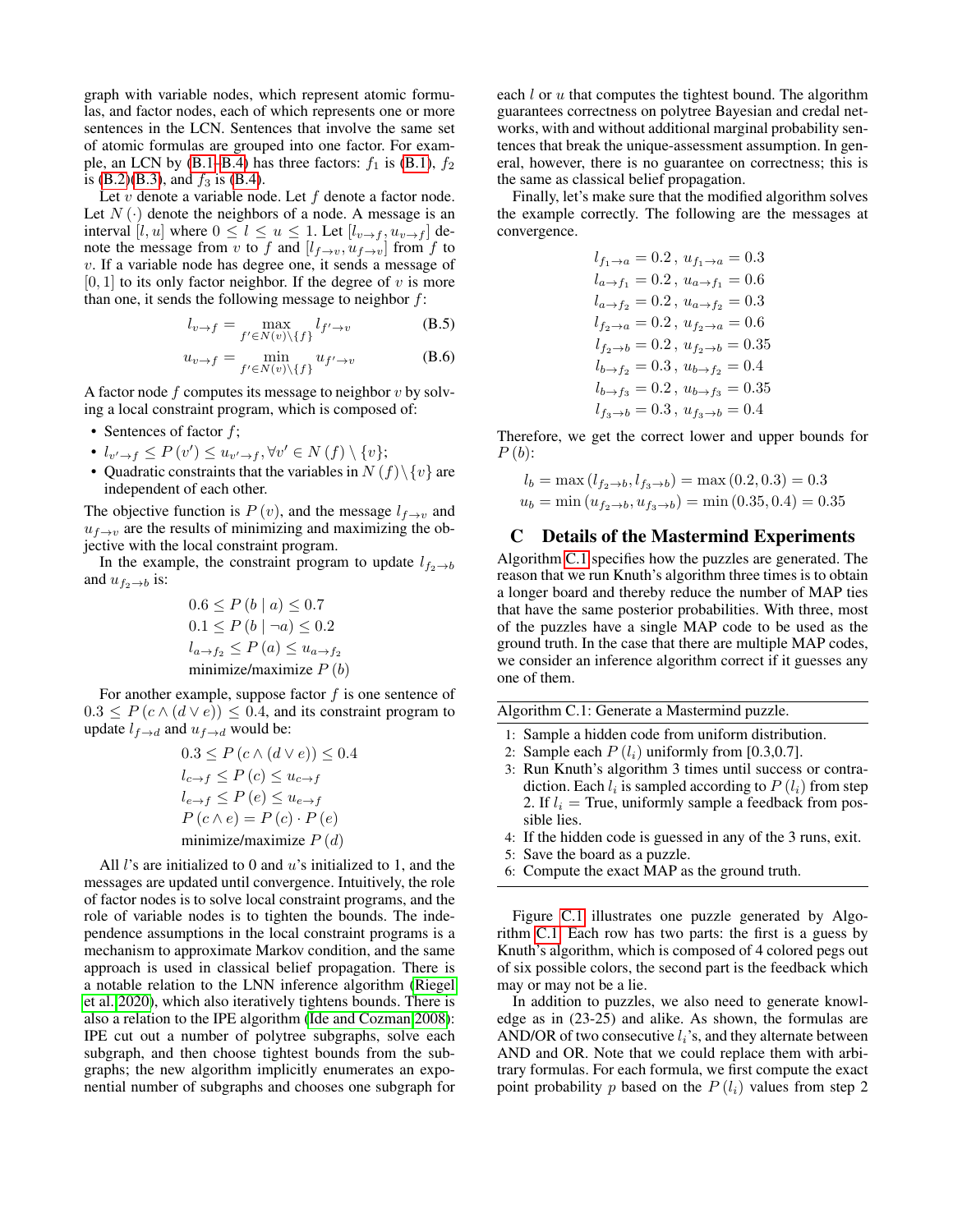graph with variable nodes, which represent atomic formulas, and factor nodes, each of which represents one or more sentences in the LCN. Sentences that involve the same set of atomic formulas are grouped into one factor. For example, an LCN by (B.1–B.4) has three factors: $f_1$ is (B.1), $f_2$ is (B.2)(B.3), and $f_3$ is (B.4).

Let $v$ denote a variable node. Let $f$ denote a factor node. Let $N(\cdot)$ denote the neighbors of a node. A message is an interval $[l, u]$ where $0 \le l \le u \le 1$. Let $[l_{v\to f}, u_{v\to f}]$ denote the message from $v$ to $f$ and $[l_{f\to v}, u_{f\to v}]$ from $f$ to $v$. If a variable node has degree one, it sends a message of $[0, 1]$ to its only factor neighbor. If the degree of $v$ is more than one, it sends the following message to neighbor $f$:

$$l_{v\to f} = \max_{f' \in N(v)\setminus\{f\}} l_{f'\to v} \tag{B.5}$$

$$u_{v\to f} = \min_{f' \in N(v)\setminus\{f\}} u_{f'\to v} \tag{B.6}$$

A factor node $f$ computes its message to neighbor $v$ by solving a local constraint program, which is composed of:

- Sentences of factor $f$;
- $l_{v'\to f} \le P(v') \le u_{v'\to f}, \forall v' \in N(f) \setminus \{v\}$;
- Quadratic constraints that the variables in $N(f)\setminus\{v\}$ are independent of each other.

The objective function is $P(v)$, and the message $l_{f\to v}$ and $u_{f\to v}$ are the results of minimizing and maximizing the objective with the local constraint program.

In the example, the constraint program to update $l_{f_2\to b}$ and $u_{f_2\to b}$ is:

$$
\begin{aligned}
&0.6 \le P(b \mid a) \le 0.7 \\
&0.1 \le P(b \mid \neg a) \le 0.2 \\
&l_{a\to f_2} \le P(a) \le u_{a\to f_2} \\
&\text{minimize/maximize } P(b)
\end{aligned}
$$

For another example, suppose factor $f$ is one sentence of $0.3 \le P(c \wedge (d \vee e)) \le 0.4$, and its constraint program to update $l_{f\to d}$ and $u_{f\to d}$ would be:

$$
\begin{aligned}
&0.3 \le P(c \wedge (d \vee e)) \le 0.4 \\
&l_{c\to f} \le P(c) \le u_{c\to f} \\
&l_{e\to f} \le P(e) \le u_{e\to f} \\
&P(c \wedge e) = P(c) \cdot P(e) \\
&\text{minimize/maximize } P(d)
\end{aligned}
$$

All $l$'s are initialized to 0 and $u$'s initialized to 1, and the messages are updated until convergence. Intuitively, the role of factor nodes is to solve local constraint programs, and the role of variable nodes is to tighten the bounds. The independence assumptions in the local constraint programs is a mechanism to approximate Markov condition, and the same approach is used in classical belief propagation. There is a notable relation to the LNN inference algorithm (Riegel et al. 2020), which also iteratively tightens bounds. There is also a relation to the IPE algorithm (Ide and Cozman 2008): IPE cut out a number of polytree subgraphs, solve each subgraph, and then choose tightest bounds from the subgraphs; the new algorithm implicitly enumerates an exponential number of subgraphs and chooses one subgraph for each $l$ or $u$ that computes the tightest bound. The algorithm guarantees correctness on polytree Bayesian and credal networks, with and without additional marginal probability sentences that break the unique-assessment assumption. In general, however, there is no guarantee on correctness; this is the same as classical belief propagation.

Finally, let's make sure that the modified algorithm solves the example correctly. The following are the messages at convergence.

$$
\begin{aligned}
&l_{f_1\to a} = 0.2\,,\ u_{f_1\to a} = 0.3 \\
&l_{a\to f_1} = 0.2\,,\ u_{a\to f_1} = 0.6 \\
&l_{a\to f_2} = 0.2\,,\ u_{a\to f_2} = 0.3 \\
&l_{f_2\to a} = 0.2\,,\ u_{f_2\to a} = 0.6 \\
&l_{f_2\to b} = 0.2\,,\ u_{f_2\to b} = 0.35 \\
&l_{b\to f_2} = 0.3\,,\ u_{b\to f_2} = 0.4 \\
&l_{b\to f_3} = 0.2\,,\ u_{b\to f_3} = 0.35 \\
&l_{f_3\to b} = 0.3\,,\ u_{f_3\to b} = 0.4
\end{aligned}
$$

Therefore, we get the correct lower and upper bounds for $P(b)$:

$$
\begin{aligned}
l_b &= \max(l_{f_2\to b}, l_{f_3\to b}) = \max(0.2, 0.3) = 0.3 \\
u_b &= \min(u_{f_2\to b}, u_{f_3\to b}) = \min(0.35, 0.4) = 0.35
\end{aligned}
$$

## C Details of the Mastermind Experiments

Algorithm C.1 specifies how the puzzles are generated. The reason that we run Knuth's algorithm three times is to obtain a longer board and thereby reduce the number of MAP ties that have the same posterior probabilities. With three, most of the puzzles have a single MAP code to be used as the ground truth. In the case that there are multiple MAP codes, we consider an inference algorithm correct if it guesses any one of them.

**Algorithm C.1:** Generate a Mastermind puzzle.

1. Sample a hidden code from uniform distribution.
2. Sample each $P(l_i)$ uniformly from [0.3,0.7].
3. Run Knuth's algorithm 3 times until success or contradiction. Each $l_i$ is sampled according to $P(l_i)$ from step 2. If $l_i$ = True, uniformly sample a feedback from possible lies.
4. If the hidden code is guessed in any of the 3 runs, exit.
5. Save the board as a puzzle.
6. Compute the exact MAP as the ground truth.

Figure C.1 illustrates one puzzle generated by Algorithm C.1. Each row has two parts: the first is a guess by Knuth's algorithm, which is composed of 4 colored pegs out of six possible colors, the second part is the feedback which may or may not be a lie.

In addition to puzzles, we also need to generate knowledge as in (23-25) and alike. As shown, the formulas are AND/OR of two consecutive $l_i$'s, and they alternate between AND and OR. Note that we could replace them with arbitrary formulas. For each formula, we first compute the exact point probability $p$ based on the $P(l_i)$ values from step 2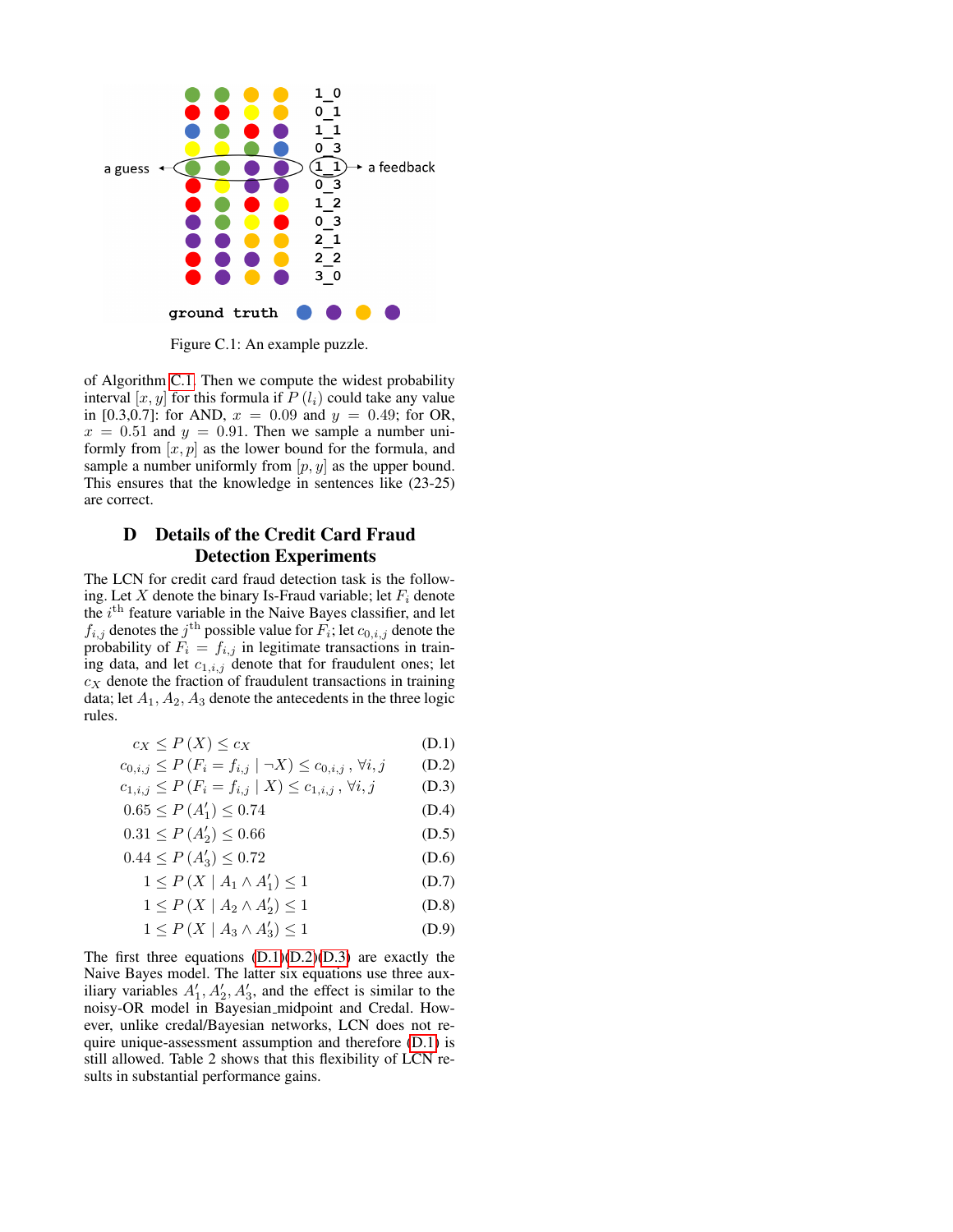a guess

a feedback

1_0
0_1
1_1
0_3
1_1
0_3
1_2
0_3
2_1
2_2
3_0

ground truth

Figure C.1: An example puzzle.

of Algorithm C.1. Then we compute the widest probability interval $[x, y]$ for this formula if $P(l_i)$ could take any value in [0.3,0.7]: for AND, $x = 0.09$ and $y = 0.49$; for OR, $x = 0.51$ and $y = 0.91$. Then we sample a number uniformly from $[x, p]$ as the lower bound for the formula, and sample a number uniformly from $[p, y]$ as the upper bound. This ensures that the knowledge in sentences like (23-25) are correct.

# D Details of the Credit Card Fraud Detection Experiments

The LCN for credit card fraud detection task is the following. Let $X$ denote the binary Is-Fraud variable; let $F_i$ denote the $i^{\text{th}}$ feature variable in the Naive Bayes classifier, and let $f_{i,j}$ denotes the $j^{\text{th}}$ possible value for $F_i$; let $c_{0,i,j}$ denote the probability of $F_i = f_{i,j}$ in legitimate transactions in training data, and let $c_{1,i,j}$ denote that for fraudulent ones; let $c_X$ denote the fraction of fraudulent transactions in training data; let $A_1, A_2, A_3$ denote the antecedents in the three logic rules.

$$c_X \leq P(X) \leq c_X \tag{D.1}$$

$$c_{0,i,j} \leq P(F_i = f_{i,j} \mid \neg X) \leq c_{0,i,j}\,, \forall i, j \tag{D.2}$$

$$c_{1,i,j} \leq P(F_i = f_{i,j} \mid X) \leq c_{1,i,j}\,, \forall i, j \tag{D.3}$$

$$0.65 \leq P(A'_1) \leq 0.74 \tag{D.4}$$

$$0.31 \leq P(A'_2) \leq 0.66 \tag{D.5}$$

$$0.44 \leq P(A'_3) \leq 0.72 \tag{D.6}$$

$$1 \leq P(X \mid A_1 \wedge A'_1) \leq 1 \tag{D.7}$$

$$1 \leq P(X \mid A_2 \wedge A'_2) \leq 1 \tag{D.8}$$

$$1 \leq P(X \mid A_3 \wedge A'_3) \leq 1 \tag{D.9}$$

The first three equations (D.1)(D.2)(D.3) are exactly the Naive Bayes model. The latter six equations use three auxiliary variables $A'_1, A'_2, A'_3$, and the effect is similar to the noisy-OR model in Bayesian_midpoint and Credal. However, unlike credal/Bayesian networks, LCN does not require unique-assessment assumption and therefore (D.1) is still allowed. Table 2 shows that this flexibility of LCN results in substantial performance gains.